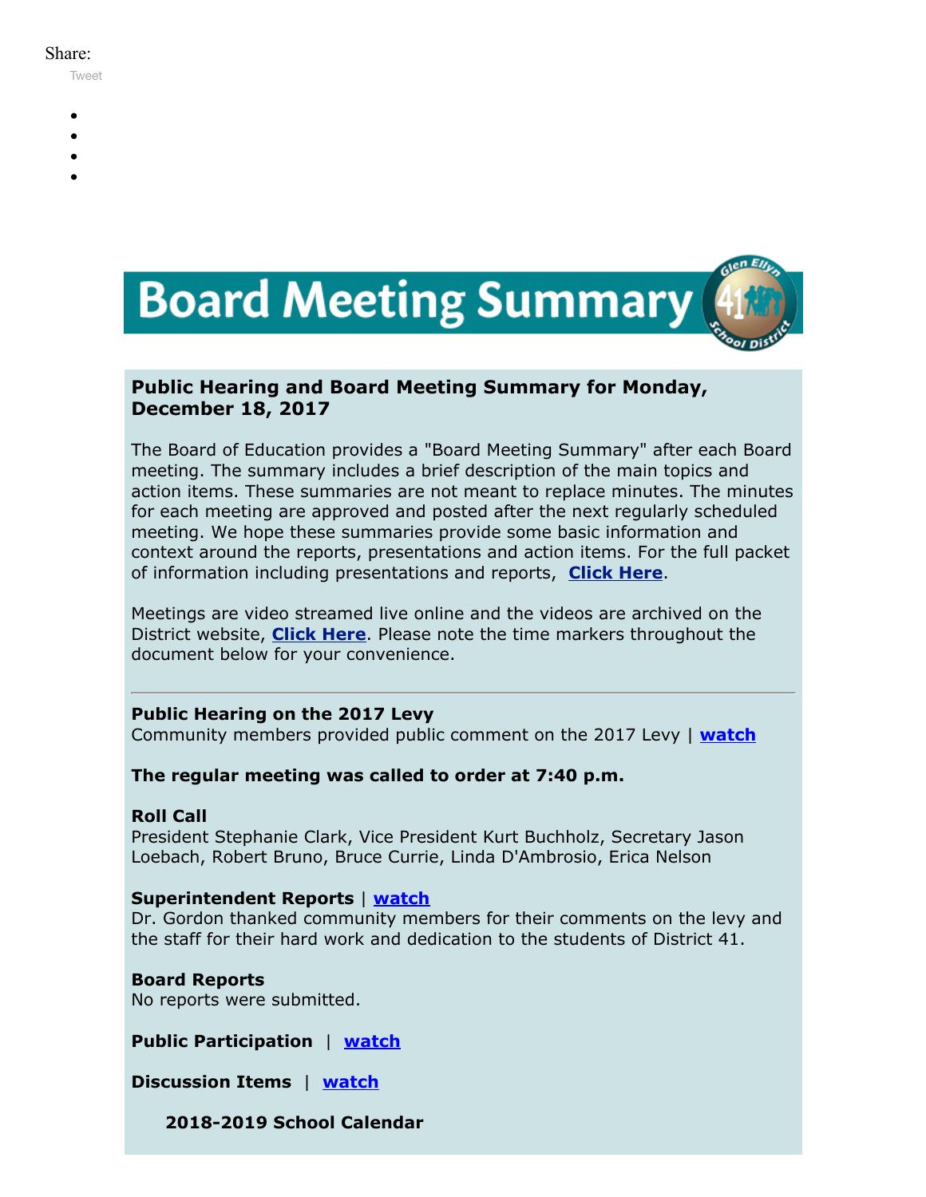Share:

Tweet

# Board Meeting Summary

## Public Hearing and Board Meeting Summary for Monday, December 18, 2017

The Board of Education provides a "Board Meeting Summary" after each Board meeting. The summary includes a brief description of the main topics and action items. These summaries are not meant to replace minutes. The minutes for each meeting are approved and posted after the next regularly scheduled meeting. We hope these summaries provide some basic information and context around the reports, presentations and action items. For the full packet of information including presentations and reports, **Click Here**.

Meetings are video streamed live online and the videos are archived on the District website, **Click Here**. Please note the time markers throughout the document below for your convenience.

---

**Public Hearing on the 2017 Levy**
Community members provided public comment on the 2017 Levy | **watch**

**The regular meeting was called to order at 7:40 p.m.**

**Roll Call**
President Stephanie Clark, Vice President Kurt Buchholz, Secretary Jason Loebach, Robert Bruno, Bruce Currie, Linda D'Ambrosio, Erica Nelson

**Superintendent Reports** | **watch**
Dr. Gordon thanked community members for their comments on the levy and the staff for their hard work and dedication to the students of District 41.

**Board Reports**
No reports were submitted.

**Public Participation** | **watch**

**Discussion Items** | **watch**

**2018-2019 School Calendar**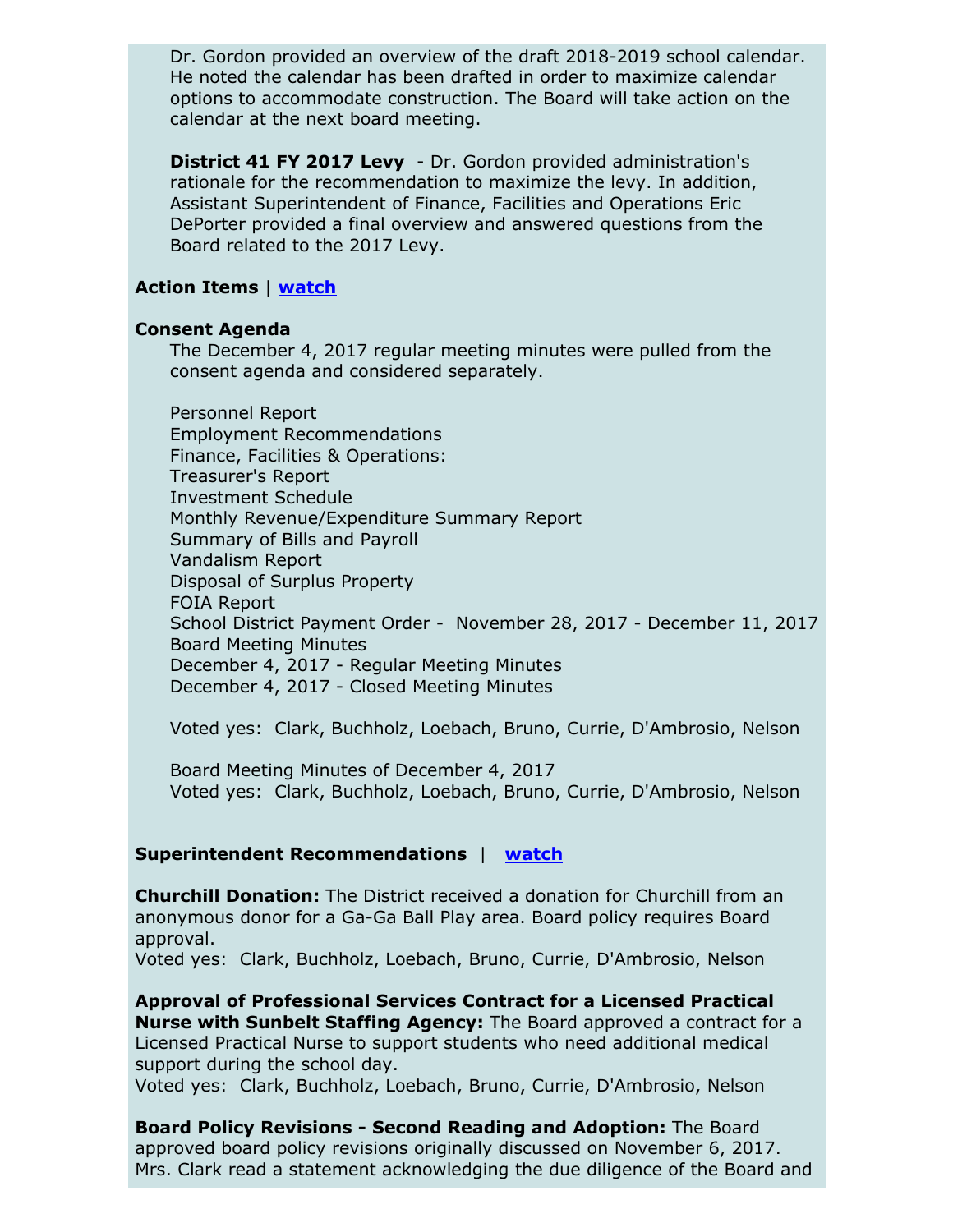Dr. Gordon provided an overview of the draft 2018-2019 school calendar. He noted the calendar has been drafted in order to maximize calendar options to accommodate construction. The Board will take action on the calendar at the next board meeting.

**District 41 FY 2017 Levy** - Dr. Gordon provided administration's rationale for the recommendation to maximize the levy. In addition, Assistant Superintendent of Finance, Facilities and Operations Eric DePorter provided a final overview and answered questions from the Board related to the 2017 Levy.

**Action Items** | **watch**

**Consent Agenda**

The December 4, 2017 regular meeting minutes were pulled from the consent agenda and considered separately.

Personnel Report
Employment Recommendations
Finance, Facilities & Operations:
Treasurer's Report
Investment Schedule
Monthly Revenue/Expenditure Summary Report
Summary of Bills and Payroll
Vandalism Report
Disposal of Surplus Property
FOIA Report
School District Payment Order - November 28, 2017 - December 11, 2017
Board Meeting Minutes
December 4, 2017 - Regular Meeting Minutes
December 4, 2017 - Closed Meeting Minutes

Voted yes: Clark, Buchholz, Loebach, Bruno, Currie, D'Ambrosio, Nelson

Board Meeting Minutes of December 4, 2017
Voted yes: Clark, Buchholz, Loebach, Bruno, Currie, D'Ambrosio, Nelson

**Superintendent Recommendations** | **watch**

**Churchill Donation:** The District received a donation for Churchill from an anonymous donor for a Ga-Ga Ball Play area. Board policy requires Board approval.
Voted yes: Clark, Buchholz, Loebach, Bruno, Currie, D'Ambrosio, Nelson

**Approval of Professional Services Contract for a Licensed Practical Nurse with Sunbelt Staffing Agency:** The Board approved a contract for a Licensed Practical Nurse to support students who need additional medical support during the school day.
Voted yes: Clark, Buchholz, Loebach, Bruno, Currie, D'Ambrosio, Nelson

**Board Policy Revisions - Second Reading and Adoption:** The Board approved board policy revisions originally discussed on November 6, 2017. Mrs. Clark read a statement acknowledging the due diligence of the Board and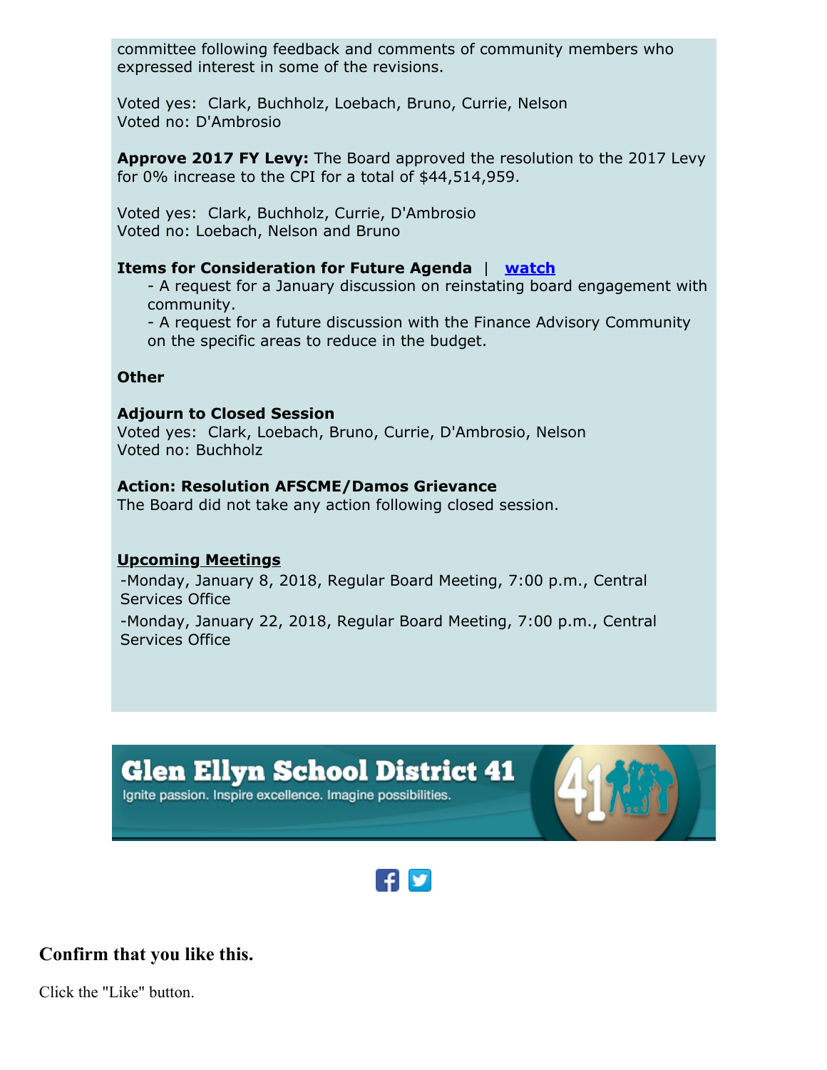committee following feedback and comments of community members who expressed interest in some of the revisions.

Voted yes: Clark, Buchholz, Loebach, Bruno, Currie, Nelson
Voted no: D'Ambrosio

**Approve 2017 FY Levy:** The Board approved the resolution to the 2017 Levy for 0% increase to the CPI for a total of $44,514,959.

Voted yes: Clark, Buchholz, Currie, D'Ambrosio
Voted no: Loebach, Nelson and Bruno

**Items for Consideration for Future Agenda** | **watch**

- A request for a January discussion on reinstating board engagement with community.
- A request for a future discussion with the Finance Advisory Community on the specific areas to reduce in the budget.

**Other**

**Adjourn to Closed Session**
Voted yes: Clark, Loebach, Bruno, Currie, D'Ambrosio, Nelson
Voted no: Buchholz

**Action: Resolution AFSCME/Damos Grievance**
The Board did not take any action following closed session.

**Upcoming Meetings**

-Monday, January 8, 2018, Regular Board Meeting, 7:00 p.m., Central Services Office

-Monday, January 22, 2018, Regular Board Meeting, 7:00 p.m., Central Services Office

Glen Ellyn School District 41
Ignite passion. Inspire excellence. Imagine possibilities.

## Confirm that you like this.

Click the "Like" button.